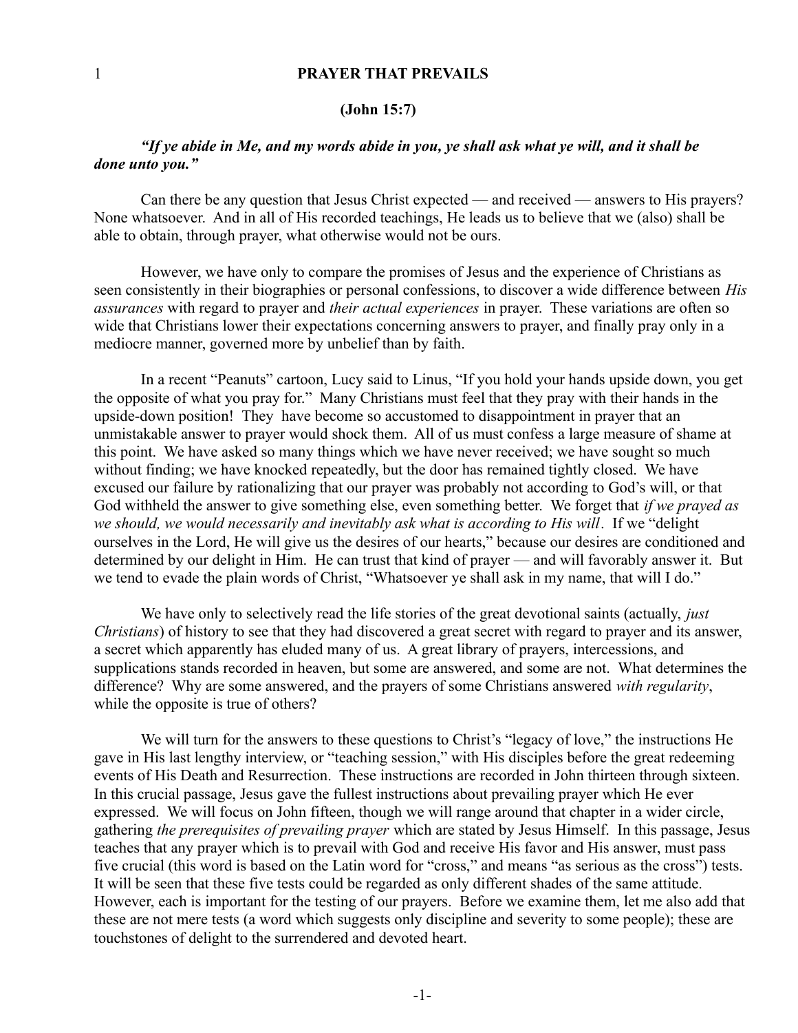# PRAYER THAT PREVAILS

**(John 15:7)**

***"If ye abide in Me, and my words abide in you, ye shall ask what ye will, and it shall be done unto you."***

Can there be any question that Jesus Christ expected — and received — answers to His prayers? None whatsoever. And in all of His recorded teachings, He leads us to believe that we (also) shall be able to obtain, through prayer, what otherwise would not be ours.

However, we have only to compare the promises of Jesus and the experience of Christians as seen consistently in their biographies or personal confessions, to discover a wide difference between *His assurances* with regard to prayer and *their actual experiences* in prayer. These variations are often so wide that Christians lower their expectations concerning answers to prayer, and finally pray only in a mediocre manner, governed more by unbelief than by faith.

In a recent "Peanuts" cartoon, Lucy said to Linus, "If you hold your hands upside down, you get the opposite of what you pray for." Many Christians must feel that they pray with their hands in the upside-down position! They have become so accustomed to disappointment in prayer that an unmistakable answer to prayer would shock them. All of us must confess a large measure of shame at this point. We have asked so many things which we have never received; we have sought so much without finding; we have knocked repeatedly, but the door has remained tightly closed. We have excused our failure by rationalizing that our prayer was probably not according to God's will, or that God withheld the answer to give something else, even something better. We forget that *if we prayed as we should, we would necessarily and inevitably ask what is according to His will*. If we "delight ourselves in the Lord, He will give us the desires of our hearts," because our desires are conditioned and determined by our delight in Him. He can trust that kind of prayer — and will favorably answer it. But we tend to evade the plain words of Christ, "Whatsoever ye shall ask in my name, that will I do."

We have only to selectively read the life stories of the great devotional saints (actually, *just Christians*) of history to see that they had discovered a great secret with regard to prayer and its answer, a secret which apparently has eluded many of us. A great library of prayers, intercessions, and supplications stands recorded in heaven, but some are answered, and some are not. What determines the difference? Why are some answered, and the prayers of some Christians answered *with regularity*, while the opposite is true of others?

We will turn for the answers to these questions to Christ's "legacy of love," the instructions He gave in His last lengthy interview, or "teaching session," with His disciples before the great redeeming events of His Death and Resurrection. These instructions are recorded in John thirteen through sixteen. In this crucial passage, Jesus gave the fullest instructions about prevailing prayer which He ever expressed. We will focus on John fifteen, though we will range around that chapter in a wider circle, gathering *the prerequisites of prevailing prayer* which are stated by Jesus Himself. In this passage, Jesus teaches that any prayer which is to prevail with God and receive His favor and His answer, must pass five crucial (this word is based on the Latin word for "cross," and means "as serious as the cross") tests. It will be seen that these five tests could be regarded as only different shades of the same attitude. However, each is important for the testing of our prayers. Before we examine them, let me also add that these are not mere tests (a word which suggests only discipline and severity to some people); these are touchstones of delight to the surrendered and devoted heart.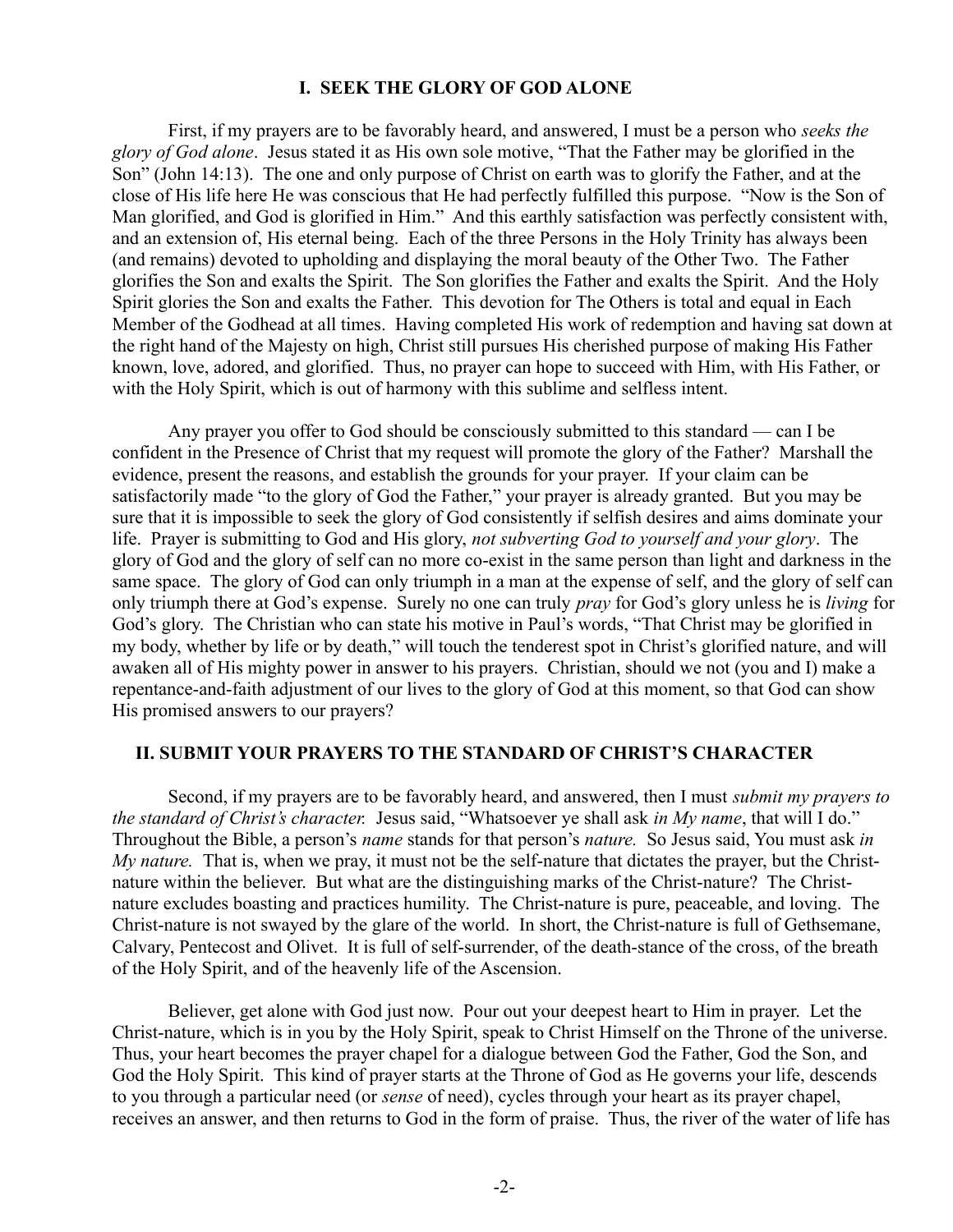## I. SEEK THE GLORY OF GOD ALONE

First, if my prayers are to be favorably heard, and answered, I must be a person who *seeks the glory of God alone*. Jesus stated it as His own sole motive, "That the Father may be glorified in the Son" (John 14:13). The one and only purpose of Christ on earth was to glorify the Father, and at the close of His life here He was conscious that He had perfectly fulfilled this purpose. "Now is the Son of Man glorified, and God is glorified in Him." And this earthly satisfaction was perfectly consistent with, and an extension of, His eternal being. Each of the three Persons in the Holy Trinity has always been (and remains) devoted to upholding and displaying the moral beauty of the Other Two. The Father glorifies the Son and exalts the Spirit. The Son glorifies the Father and exalts the Spirit. And the Holy Spirit glories the Son and exalts the Father. This devotion for The Others is total and equal in Each Member of the Godhead at all times. Having completed His work of redemption and having sat down at the right hand of the Majesty on high, Christ still pursues His cherished purpose of making His Father known, love, adored, and glorified. Thus, no prayer can hope to succeed with Him, with His Father, or with the Holy Spirit, which is out of harmony with this sublime and selfless intent.

Any prayer you offer to God should be consciously submitted to this standard — can I be confident in the Presence of Christ that my request will promote the glory of the Father? Marshall the evidence, present the reasons, and establish the grounds for your prayer. If your claim can be satisfactorily made "to the glory of God the Father," your prayer is already granted. But you may be sure that it is impossible to seek the glory of God consistently if selfish desires and aims dominate your life. Prayer is submitting to God and His glory, *not subverting God to yourself and your glory*. The glory of God and the glory of self can no more co-exist in the same person than light and darkness in the same space. The glory of God can only triumph in a man at the expense of self, and the glory of self can only triumph there at God's expense. Surely no one can truly *pray* for God's glory unless he is *living* for God's glory. The Christian who can state his motive in Paul's words, "That Christ may be glorified in my body, whether by life or by death," will touch the tenderest spot in Christ's glorified nature, and will awaken all of His mighty power in answer to his prayers. Christian, should we not (you and I) make a repentance-and-faith adjustment of our lives to the glory of God at this moment, so that God can show His promised answers to our prayers?

## II. SUBMIT YOUR PRAYERS TO THE STANDARD OF CHRIST'S CHARACTER

Second, if my prayers are to be favorably heard, and answered, then I must *submit my prayers to the standard of Christ's character.* Jesus said, "Whatsoever ye shall ask *in My name*, that will I do." Throughout the Bible, a person's *name* stands for that person's *nature.* So Jesus said, You must ask *in My nature.* That is, when we pray, it must not be the self-nature that dictates the prayer, but the Christ-nature within the believer. But what are the distinguishing marks of the Christ-nature? The Christ-nature excludes boasting and practices humility. The Christ-nature is pure, peaceable, and loving. The Christ-nature is not swayed by the glare of the world. In short, the Christ-nature is full of Gethsemane, Calvary, Pentecost and Olivet. It is full of self-surrender, of the death-stance of the cross, of the breath of the Holy Spirit, and of the heavenly life of the Ascension.

Believer, get alone with God just now. Pour out your deepest heart to Him in prayer. Let the Christ-nature, which is in you by the Holy Spirit, speak to Christ Himself on the Throne of the universe. Thus, your heart becomes the prayer chapel for a dialogue between God the Father, God the Son, and God the Holy Spirit. This kind of prayer starts at the Throne of God as He governs your life, descends to you through a particular need (or *sense* of need), cycles through your heart as its prayer chapel, receives an answer, and then returns to God in the form of praise. Thus, the river of the water of life has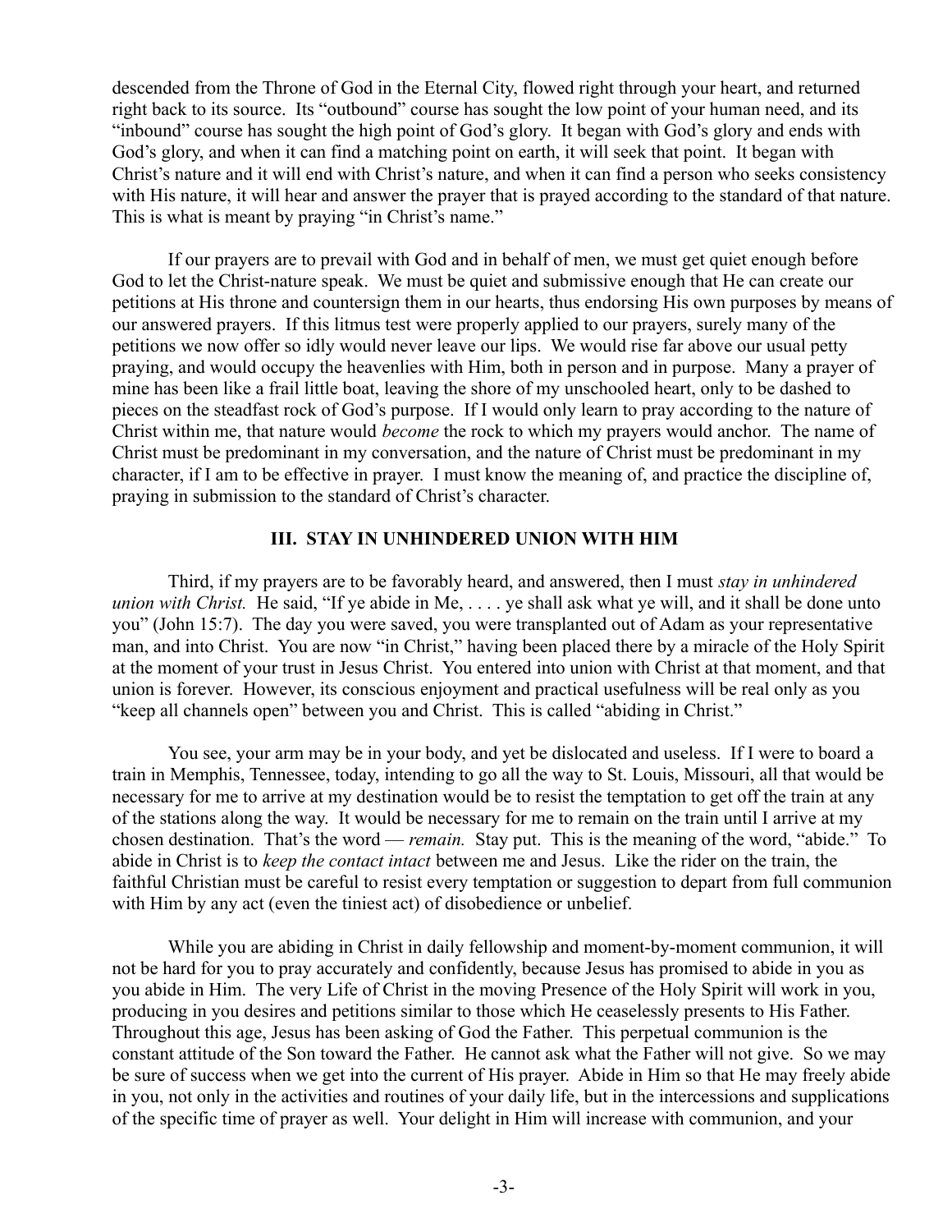descended from the Throne of God in the Eternal City, flowed right through your heart, and returned right back to its source. Its "outbound" course has sought the low point of your human need, and its "inbound" course has sought the high point of God's glory. It began with God's glory and ends with God's glory, and when it can find a matching point on earth, it will seek that point. It began with Christ's nature and it will end with Christ's nature, and when it can find a person who seeks consistency with His nature, it will hear and answer the prayer that is prayed according to the standard of that nature. This is what is meant by praying "in Christ's name."

If our prayers are to prevail with God and in behalf of men, we must get quiet enough before God to let the Christ-nature speak. We must be quiet and submissive enough that He can create our petitions at His throne and countersign them in our hearts, thus endorsing His own purposes by means of our answered prayers. If this litmus test were properly applied to our prayers, surely many of the petitions we now offer so idly would never leave our lips. We would rise far above our usual petty praying, and would occupy the heavenlies with Him, both in person and in purpose. Many a prayer of mine has been like a frail little boat, leaving the shore of my unschooled heart, only to be dashed to pieces on the steadfast rock of God's purpose. If I would only learn to pray according to the nature of Christ within me, that nature would *become* the rock to which my prayers would anchor. The name of Christ must be predominant in my conversation, and the nature of Christ must be predominant in my character, if I am to be effective in prayer. I must know the meaning of, and practice the discipline of, praying in submission to the standard of Christ's character.

## III. STAY IN UNHINDERED UNION WITH HIM

Third, if my prayers are to be favorably heard, and answered, then I must *stay in unhindered union with Christ.* He said, "If ye abide in Me, . . . . ye shall ask what ye will, and it shall be done unto you" (John 15:7). The day you were saved, you were transplanted out of Adam as your representative man, and into Christ. You are now "in Christ," having been placed there by a miracle of the Holy Spirit at the moment of your trust in Jesus Christ. You entered into union with Christ at that moment, and that union is forever. However, its conscious enjoyment and practical usefulness will be real only as you "keep all channels open" between you and Christ. This is called "abiding in Christ."

You see, your arm may be in your body, and yet be dislocated and useless. If I were to board a train in Memphis, Tennessee, today, intending to go all the way to St. Louis, Missouri, all that would be necessary for me to arrive at my destination would be to resist the temptation to get off the train at any of the stations along the way. It would be necessary for me to remain on the train until I arrive at my chosen destination. That's the word — *remain.* Stay put. This is the meaning of the word, "abide." To abide in Christ is to *keep the contact intact* between me and Jesus. Like the rider on the train, the faithful Christian must be careful to resist every temptation or suggestion to depart from full communion with Him by any act (even the tiniest act) of disobedience or unbelief.

While you are abiding in Christ in daily fellowship and moment-by-moment communion, it will not be hard for you to pray accurately and confidently, because Jesus has promised to abide in you as you abide in Him. The very Life of Christ in the moving Presence of the Holy Spirit will work in you, producing in you desires and petitions similar to those which He ceaselessly presents to His Father. Throughout this age, Jesus has been asking of God the Father. This perpetual communion is the constant attitude of the Son toward the Father. He cannot ask what the Father will not give. So we may be sure of success when we get into the current of His prayer. Abide in Him so that He may freely abide in you, not only in the activities and routines of your daily life, but in the intercessions and supplications of the specific time of prayer as well. Your delight in Him will increase with communion, and your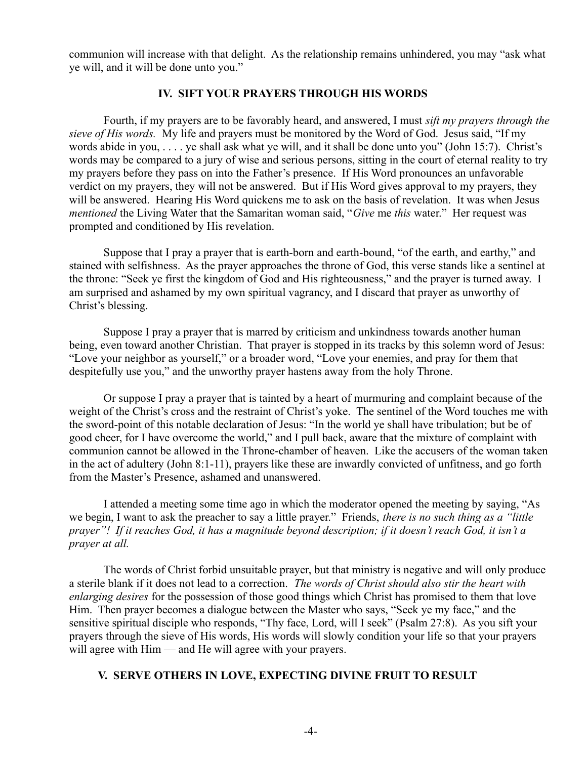communion will increase with that delight. As the relationship remains unhindered, you may "ask what ye will, and it will be done unto you."

## IV. SIFT YOUR PRAYERS THROUGH HIS WORDS

Fourth, if my prayers are to be favorably heard, and answered, I must *sift my prayers through the sieve of His words.* My life and prayers must be monitored by the Word of God. Jesus said, "If my words abide in you, . . . . ye shall ask what ye will, and it shall be done unto you" (John 15:7). Christ's words may be compared to a jury of wise and serious persons, sitting in the court of eternal reality to try my prayers before they pass on into the Father's presence. If His Word pronounces an unfavorable verdict on my prayers, they will not be answered. But if His Word gives approval to my prayers, they will be answered. Hearing His Word quickens me to ask on the basis of revelation. It was when Jesus *mentioned* the Living Water that the Samaritan woman said, "*Give* me *this* water." Her request was prompted and conditioned by His revelation.

Suppose that I pray a prayer that is earth-born and earth-bound, "of the earth, and earthy," and stained with selfishness. As the prayer approaches the throne of God, this verse stands like a sentinel at the throne: "Seek ye first the kingdom of God and His righteousness," and the prayer is turned away. I am surprised and ashamed by my own spiritual vagrancy, and I discard that prayer as unworthy of Christ's blessing.

Suppose I pray a prayer that is marred by criticism and unkindness towards another human being, even toward another Christian. That prayer is stopped in its tracks by this solemn word of Jesus: "Love your neighbor as yourself," or a broader word, "Love your enemies, and pray for them that despitefully use you," and the unworthy prayer hastens away from the holy Throne.

Or suppose I pray a prayer that is tainted by a heart of murmuring and complaint because of the weight of the Christ's cross and the restraint of Christ's yoke. The sentinel of the Word touches me with the sword-point of this notable declaration of Jesus: "In the world ye shall have tribulation; but be of good cheer, for I have overcome the world," and I pull back, aware that the mixture of complaint with communion cannot be allowed in the Throne-chamber of heaven. Like the accusers of the woman taken in the act of adultery (John 8:1-11), prayers like these are inwardly convicted of unfitness, and go forth from the Master's Presence, ashamed and unanswered.

I attended a meeting some time ago in which the moderator opened the meeting by saying, "As we begin, I want to ask the preacher to say a little prayer." Friends, *there is no such thing as a "little prayer"! If it reaches God, it has a magnitude beyond description; if it doesn't reach God, it isn't a prayer at all.*

The words of Christ forbid unsuitable prayer, but that ministry is negative and will only produce a sterile blank if it does not lead to a correction. *The words of Christ should also stir the heart with enlarging desires* for the possession of those good things which Christ has promised to them that love Him. Then prayer becomes a dialogue between the Master who says, "Seek ye my face," and the sensitive spiritual disciple who responds, "Thy face, Lord, will I seek" (Psalm 27:8). As you sift your prayers through the sieve of His words, His words will slowly condition your life so that your prayers will agree with Him — and He will agree with your prayers.

## V. SERVE OTHERS IN LOVE, EXPECTING DIVINE FRUIT TO RESULT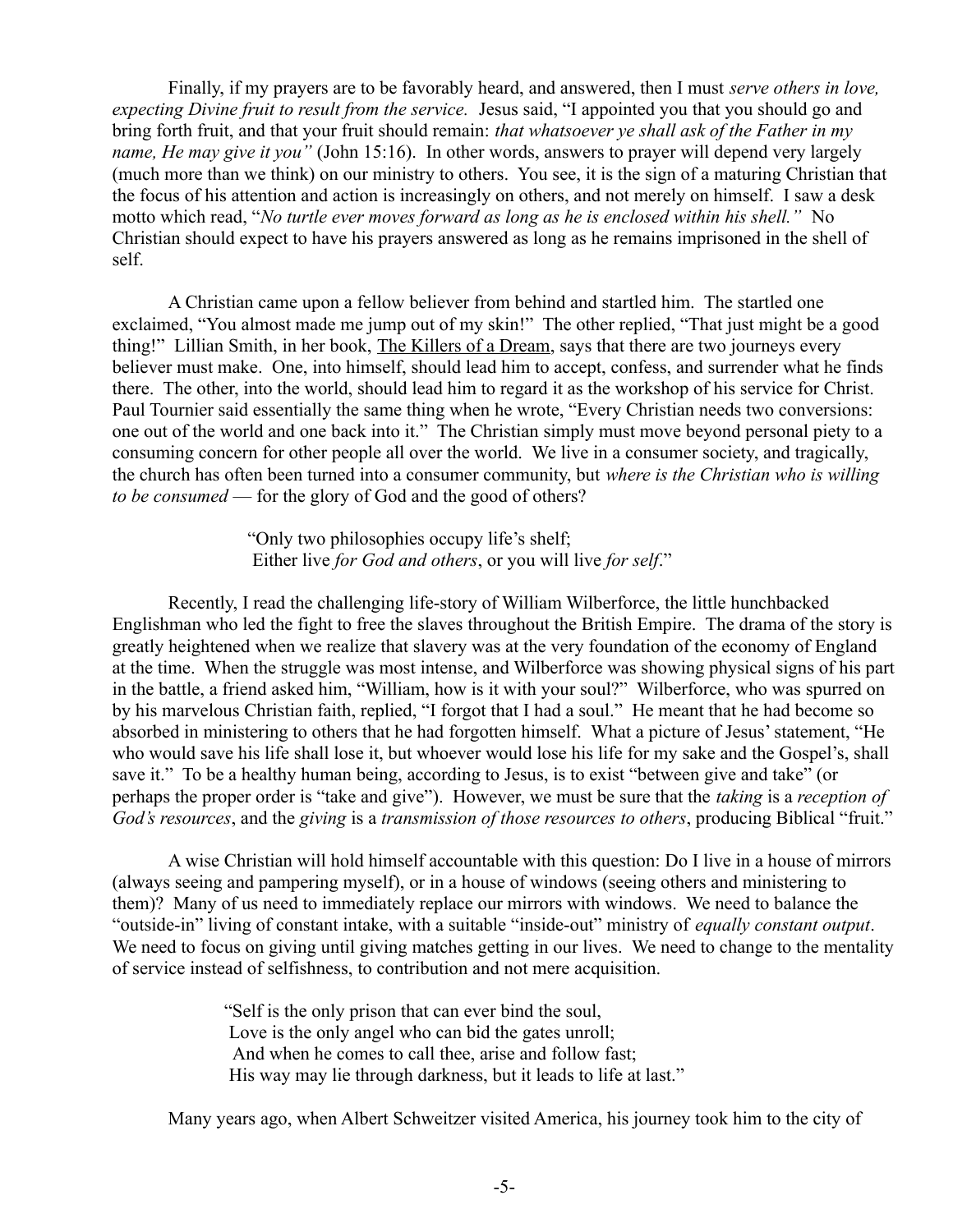Finally, if my prayers are to be favorably heard, and answered, then I must *serve others in love, expecting Divine fruit to result from the service.* Jesus said, "I appointed you that you should go and bring forth fruit, and that your fruit should remain: *that whatsoever ye shall ask of the Father in my name, He may give it you"* (John 15:16). In other words, answers to prayer will depend very largely (much more than we think) on our ministry to others. You see, it is the sign of a maturing Christian that the focus of his attention and action is increasingly on others, and not merely on himself. I saw a desk motto which read, "*No turtle ever moves forward as long as he is enclosed within his shell."* No Christian should expect to have his prayers answered as long as he remains imprisoned in the shell of self.

A Christian came upon a fellow believer from behind and startled him. The startled one exclaimed, "You almost made me jump out of my skin!" The other replied, "That just might be a good thing!" Lillian Smith, in her book, The Killers of a Dream, says that there are two journeys every believer must make. One, into himself, should lead him to accept, confess, and surrender what he finds there. The other, into the world, should lead him to regard it as the workshop of his service for Christ. Paul Tournier said essentially the same thing when he wrote, "Every Christian needs two conversions: one out of the world and one back into it." The Christian simply must move beyond personal piety to a consuming concern for other people all over the world. We live in a consumer society, and tragically, the church has often been turned into a consumer community, but *where is the Christian who is willing to be consumed* — for the glory of God and the good of others?

> "Only two philosophies occupy life's shelf;
> Either live *for God and others*, or you will live *for self*."

Recently, I read the challenging life-story of William Wilberforce, the little hunchbacked Englishman who led the fight to free the slaves throughout the British Empire. The drama of the story is greatly heightened when we realize that slavery was at the very foundation of the economy of England at the time. When the struggle was most intense, and Wilberforce was showing physical signs of his part in the battle, a friend asked him, "William, how is it with your soul?" Wilberforce, who was spurred on by his marvelous Christian faith, replied, "I forgot that I had a soul." He meant that he had become so absorbed in ministering to others that he had forgotten himself. What a picture of Jesus' statement, "He who would save his life shall lose it, but whoever would lose his life for my sake and the Gospel's, shall save it." To be a healthy human being, according to Jesus, is to exist "between give and take" (or perhaps the proper order is "take and give"). However, we must be sure that the *taking* is a *reception of God's resources*, and the *giving* is a *transmission of those resources to others*, producing Biblical "fruit."

A wise Christian will hold himself accountable with this question: Do I live in a house of mirrors (always seeing and pampering myself), or in a house of windows (seeing others and ministering to them)? Many of us need to immediately replace our mirrors with windows. We need to balance the "outside-in" living of constant intake, with a suitable "inside-out" ministry of *equally constant output*. We need to focus on giving until giving matches getting in our lives. We need to change to the mentality of service instead of selfishness, to contribution and not mere acquisition.

> "Self is the only prison that can ever bind the soul,
> Love is the only angel who can bid the gates unroll;
> And when he comes to call thee, arise and follow fast;
> His way may lie through darkness, but it leads to life at last."

Many years ago, when Albert Schweitzer visited America, his journey took him to the city of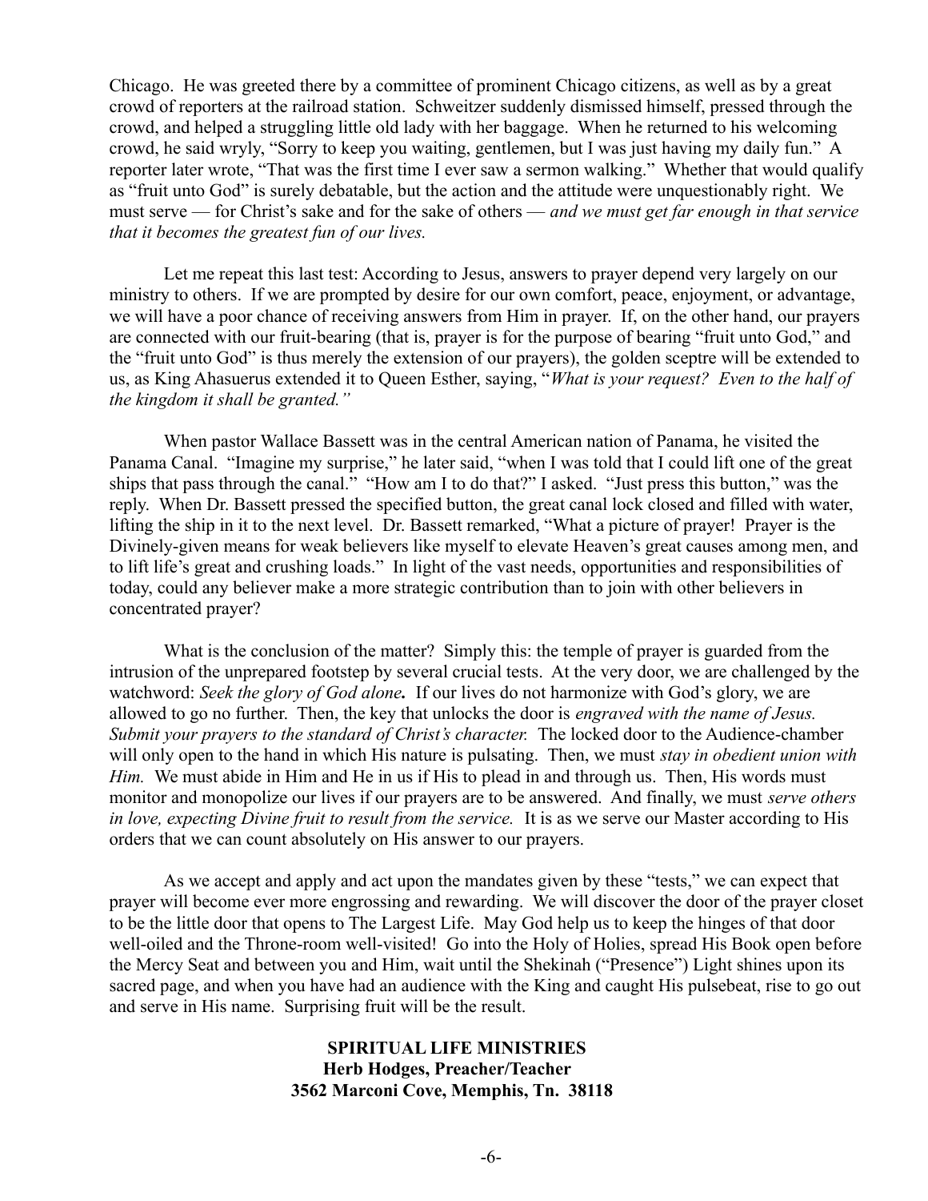Chicago. He was greeted there by a committee of prominent Chicago citizens, as well as by a great crowd of reporters at the railroad station. Schweitzer suddenly dismissed himself, pressed through the crowd, and helped a struggling little old lady with her baggage. When he returned to his welcoming crowd, he said wryly, "Sorry to keep you waiting, gentlemen, but I was just having my daily fun." A reporter later wrote, "That was the first time I ever saw a sermon walking." Whether that would qualify as "fruit unto God" is surely debatable, but the action and the attitude were unquestionably right. We must serve — for Christ's sake and for the sake of others — *and we must get far enough in that service that it becomes the greatest fun of our lives.*

Let me repeat this last test: According to Jesus, answers to prayer depend very largely on our ministry to others. If we are prompted by desire for our own comfort, peace, enjoyment, or advantage, we will have a poor chance of receiving answers from Him in prayer. If, on the other hand, our prayers are connected with our fruit-bearing (that is, prayer is for the purpose of bearing "fruit unto God," and the "fruit unto God" is thus merely the extension of our prayers), the golden sceptre will be extended to us, as King Ahasuerus extended it to Queen Esther, saying, "*What is your request? Even to the half of the kingdom it shall be granted."*

When pastor Wallace Bassett was in the central American nation of Panama, he visited the Panama Canal. "Imagine my surprise," he later said, "when I was told that I could lift one of the great ships that pass through the canal." "How am I to do that?" I asked. "Just press this button," was the reply. When Dr. Bassett pressed the specified button, the great canal lock closed and filled with water, lifting the ship in it to the next level. Dr. Bassett remarked, "What a picture of prayer! Prayer is the Divinely-given means for weak believers like myself to elevate Heaven's great causes among men, and to lift life's great and crushing loads." In light of the vast needs, opportunities and responsibilities of today, could any believer make a more strategic contribution than to join with other believers in concentrated prayer?

What is the conclusion of the matter? Simply this: the temple of prayer is guarded from the intrusion of the unprepared footstep by several crucial tests. At the very door, we are challenged by the watchword: *Seek the glory of God alone***.** If our lives do not harmonize with God's glory, we are allowed to go no further. Then, the key that unlocks the door is *engraved with the name of Jesus. Submit your prayers to the standard of Christ's character.* The locked door to the Audience-chamber will only open to the hand in which His nature is pulsating. Then, we must *stay in obedient union with Him.* We must abide in Him and He in us if His to plead in and through us. Then, His words must monitor and monopolize our lives if our prayers are to be answered. And finally, we must *serve others in love, expecting Divine fruit to result from the service.* It is as we serve our Master according to His orders that we can count absolutely on His answer to our prayers.

As we accept and apply and act upon the mandates given by these "tests," we can expect that prayer will become ever more engrossing and rewarding. We will discover the door of the prayer closet to be the little door that opens to The Largest Life. May God help us to keep the hinges of that door well-oiled and the Throne-room well-visited! Go into the Holy of Holies, spread His Book open before the Mercy Seat and between you and Him, wait until the Shekinah ("Presence") Light shines upon its sacred page, and when you have had an audience with the King and caught His pulsebeat, rise to go out and serve in His name. Surprising fruit will be the result.

**SPIRITUAL LIFE MINISTRIES**
**Herb Hodges, Preacher/Teacher**
**3562 Marconi Cove, Memphis, Tn. 38118**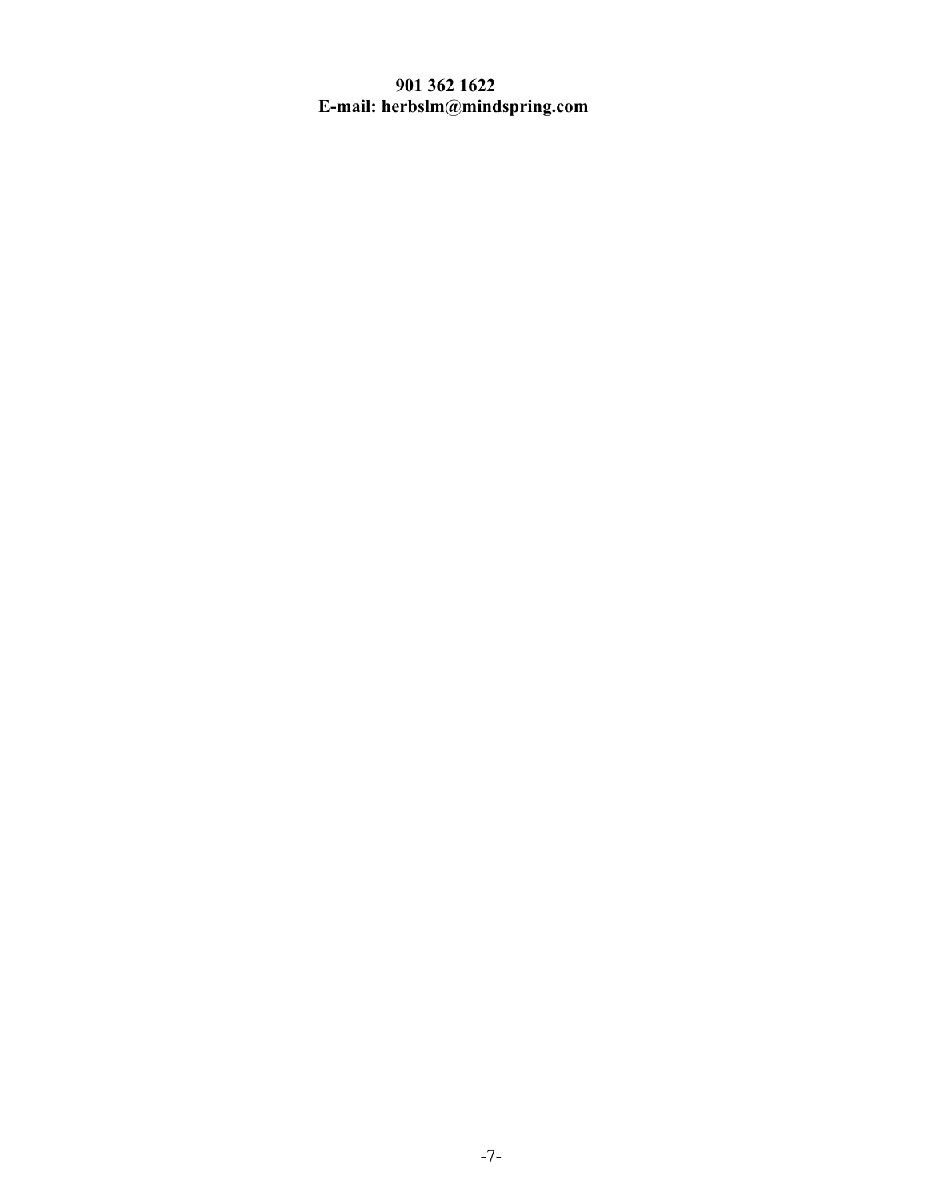**901 362 1622**
**E-mail: herbslm@mindspring.com**